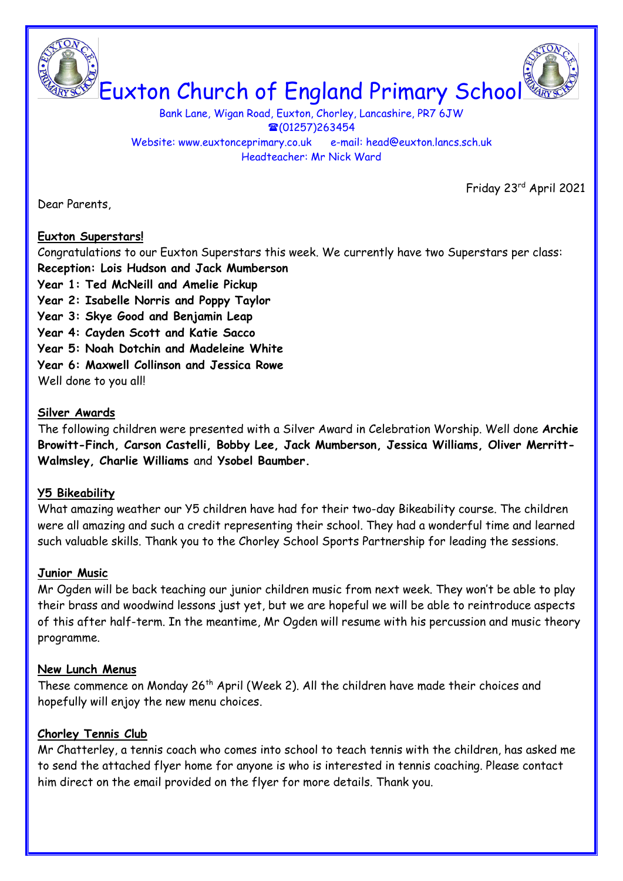# Euxton Church of England Primary School

Bank Lane, Wigan Road, Euxton, Chorley, Lancashire, PR7 6JW
☎(01257)263454
Website: www.euxtonceprimary.co.uk e-mail: head@euxton.lancs.sch.uk
Headteacher: Mr Nick Ward

Friday 23rd April 2021

Dear Parents,

**Euxton Superstars!**

Congratulations to our Euxton Superstars this week. We currently have two Superstars per class:
**Reception: Lois Hudson and Jack Mumberson**
**Year 1: Ted McNeill and Amelie Pickup**
**Year 2: Isabelle Norris and Poppy Taylor**
**Year 3: Skye Good and Benjamin Leap**
**Year 4: Cayden Scott and Katie Sacco**
**Year 5: Noah Dotchin and Madeleine White**
**Year 6: Maxwell Collinson and Jessica Rowe**
Well done to you all!

**Silver Awards**

The following children were presented with a Silver Award in Celebration Worship. Well done **Archie Browitt-Finch, Carson Castelli, Bobby Lee, Jack Mumberson, Jessica Williams, Oliver Merritt-Walmsley, Charlie Williams** and **Ysobel Baumber.**

**Y5 Bikeability**

What amazing weather our Y5 children have had for their two-day Bikeability course. The children were all amazing and such a credit representing their school. They had a wonderful time and learned such valuable skills. Thank you to the Chorley School Sports Partnership for leading the sessions.

**Junior Music**

Mr Ogden will be back teaching our junior children music from next week. They won't be able to play their brass and woodwind lessons just yet, but we are hopeful we will be able to reintroduce aspects of this after half-term. In the meantime, Mr Ogden will resume with his percussion and music theory programme.

**New Lunch Menus**

These commence on Monday 26th April (Week 2). All the children have made their choices and hopefully will enjoy the new menu choices.

**Chorley Tennis Club**

Mr Chatterley, a tennis coach who comes into school to teach tennis with the children, has asked me to send the attached flyer home for anyone is who is interested in tennis coaching. Please contact him direct on the email provided on the flyer for more details. Thank you.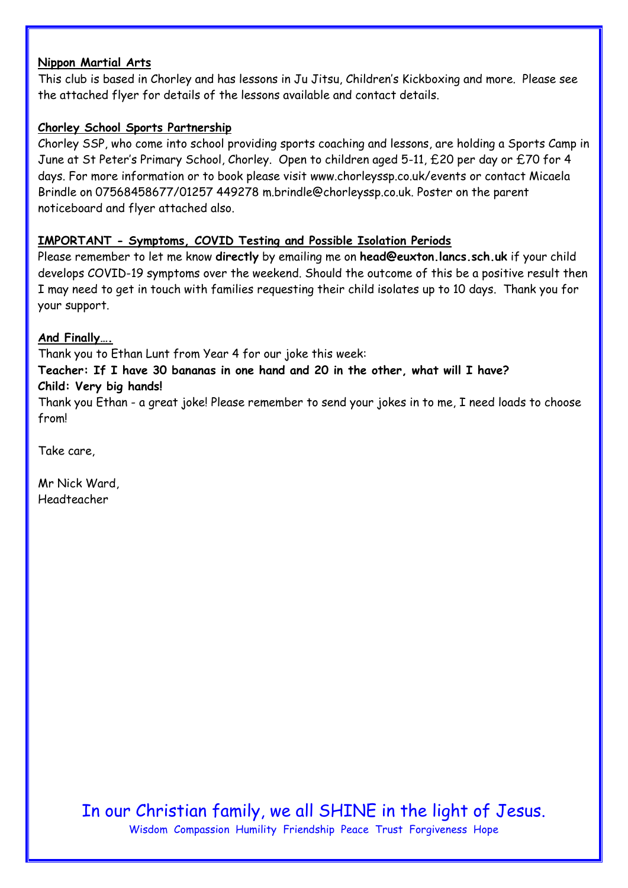**Nippon Martial Arts**

This club is based in Chorley and has lessons in Ju Jitsu, Children's Kickboxing and more. Please see the attached flyer for details of the lessons available and contact details.

**Chorley School Sports Partnership**

Chorley SSP, who come into school providing sports coaching and lessons, are holding a Sports Camp in June at St Peter's Primary School, Chorley. Open to children aged 5-11, £20 per day or £70 for 4 days. For more information or to book please visit www.chorleyssp.co.uk/events or contact Micaela Brindle on 07568458677/01257 449278 m.brindle@chorleyssp.co.uk. Poster on the parent noticeboard and flyer attached also.

**IMPORTANT - Symptoms, COVID Testing and Possible Isolation Periods**

Please remember to let me know **directly** by emailing me on **head@euxton.lancs.sch.uk** if your child develops COVID-19 symptoms over the weekend. Should the outcome of this be a positive result then I may need to get in touch with families requesting their child isolates up to 10 days. Thank you for your support.

**And Finally….**

Thank you to Ethan Lunt from Year 4 for our joke this week:

**Teacher: If I have 30 bananas in one hand and 20 in the other, what will I have?**
**Child: Very big hands!**

Thank you Ethan - a great joke! Please remember to send your jokes in to me, I need loads to choose from!

Take care,

Mr Nick Ward,
Headteacher

In our Christian family, we all SHINE in the light of Jesus.
Wisdom Compassion Humility Friendship Peace Trust Forgiveness Hope